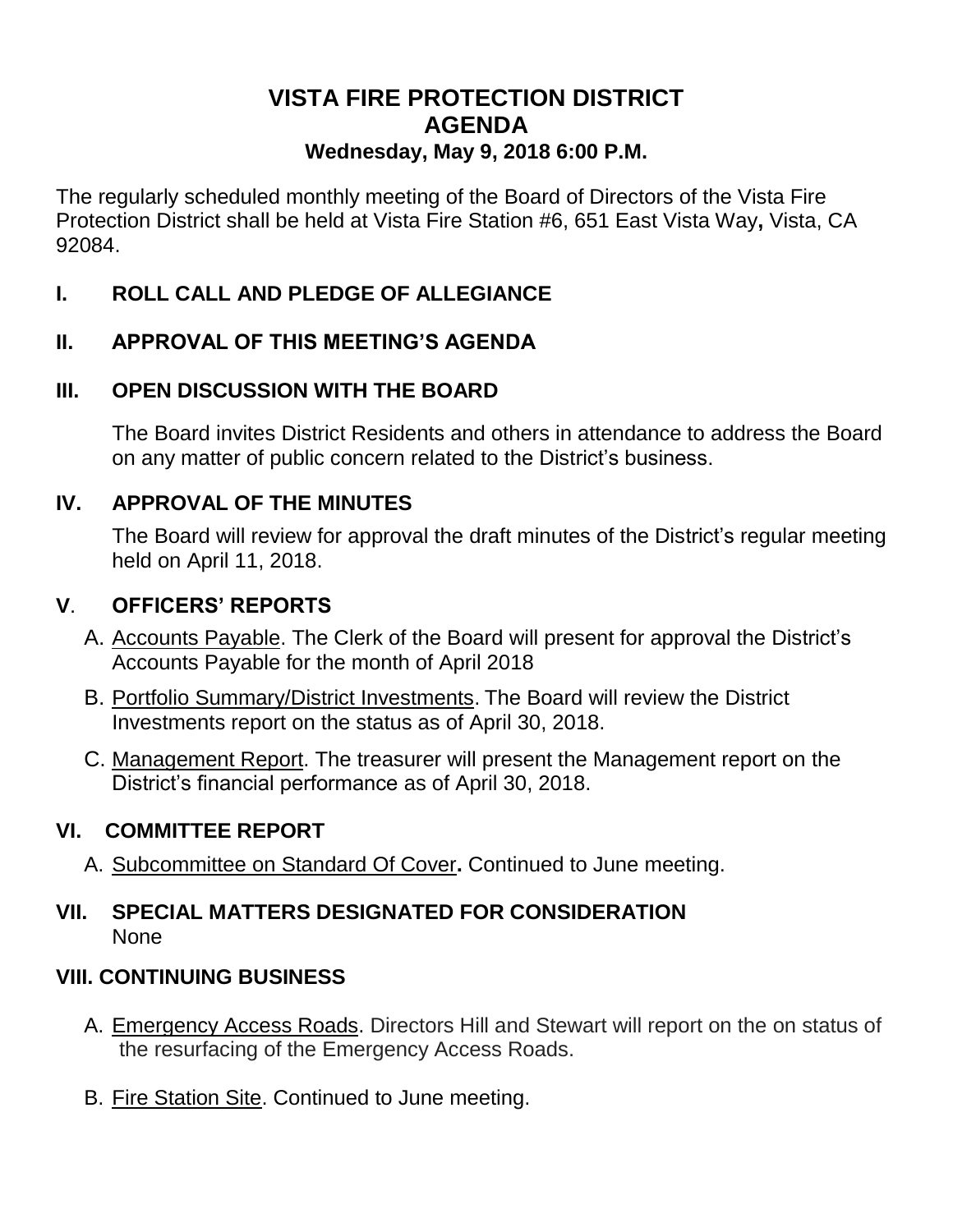# VISTA FIRE PROTECTION DISTRICT
# AGENDA
### Wednesday, May 9, 2018 6:00 P.M.

The regularly scheduled monthly meeting of the Board of Directors of the Vista Fire Protection District shall be held at Vista Fire Station #6, 651 East Vista Way**,** Vista, CA 92084.

## I. ROLL CALL AND PLEDGE OF ALLEGIANCE

## II. APPROVAL OF THIS MEETING'S AGENDA

## III. OPEN DISCUSSION WITH THE BOARD

The Board invites District Residents and others in attendance to address the Board on any matter of public concern related to the District's business.

## IV. APPROVAL OF THE MINUTES

The Board will review for approval the draft minutes of the District's regular meeting held on April 11, 2018.

## V. OFFICERS' REPORTS

A. Accounts Payable. The Clerk of the Board will present for approval the District's Accounts Payable for the month of April 2018

B. Portfolio Summary/District Investments. The Board will review the District Investments report on the status as of April 30, 2018.

C. Management Report. The treasurer will present the Management report on the District's financial performance as of April 30, 2018.

## VI. COMMITTEE REPORT

A. Subcommittee on Standard Of Cover**.** Continued to June meeting.

## VII. SPECIAL MATTERS DESIGNATED FOR CONSIDERATION

None

## VIII. CONTINUING BUSINESS

A. Emergency Access Roads. Directors Hill and Stewart will report on the on status of the resurfacing of the Emergency Access Roads.

B. Fire Station Site. Continued to June meeting.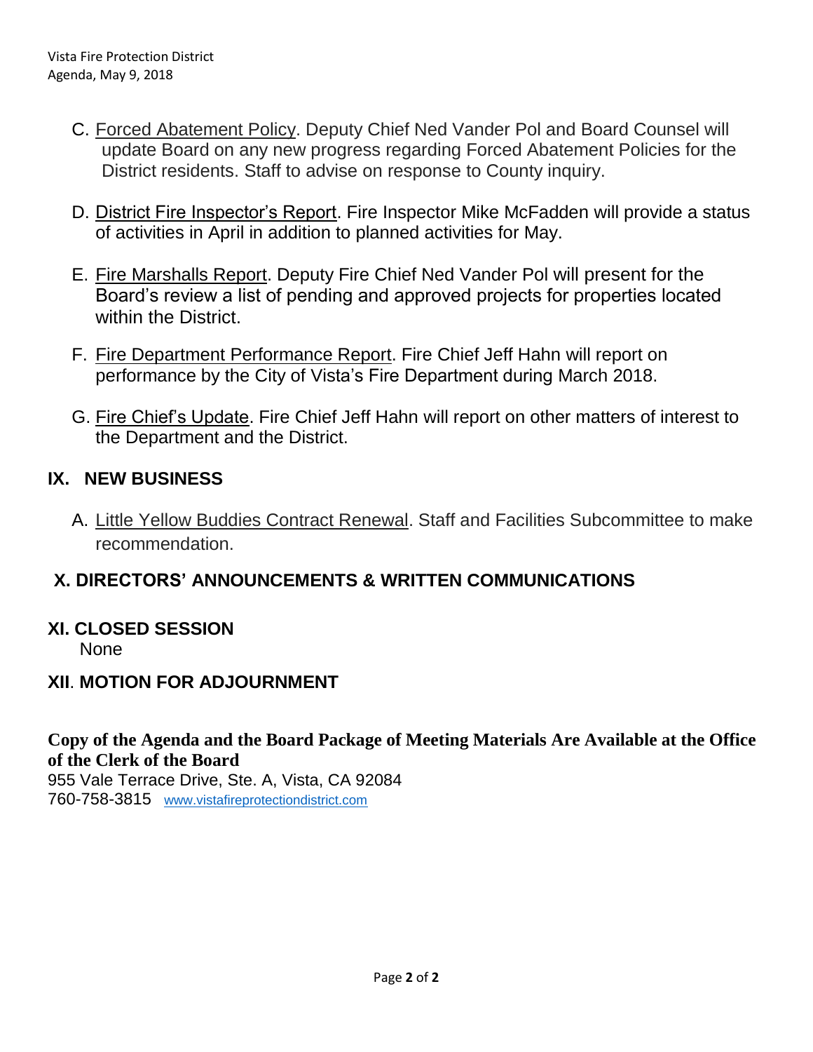C. Forced Abatement Policy. Deputy Chief Ned Vander Pol and Board Counsel will update Board on any new progress regarding Forced Abatement Policies for the District residents. Staff to advise on response to County inquiry.

D. District Fire Inspector's Report. Fire Inspector Mike McFadden will provide a status of activities in April in addition to planned activities for May.

E. Fire Marshalls Report. Deputy Fire Chief Ned Vander Pol will present for the Board's review a list of pending and approved projects for properties located within the District.

F. Fire Department Performance Report. Fire Chief Jeff Hahn will report on performance by the City of Vista's Fire Department during March 2018.

G. Fire Chief's Update. Fire Chief Jeff Hahn will report on other matters of interest to the Department and the District.

## IX. NEW BUSINESS

A. Little Yellow Buddies Contract Renewal. Staff and Facilities Subcommittee to make recommendation.

## X. DIRECTORS' ANNOUNCEMENTS & WRITTEN COMMUNICATIONS

## XI. CLOSED SESSION

None

## XII. MOTION FOR ADJOURNMENT

**Copy of the Agenda and the Board Package of Meeting Materials Are Available at the Office of the Clerk of the Board**

955 Vale Terrace Drive, Ste. A, Vista, CA 92084
760-758-3815 www.vistafireprotectiondistrict.com